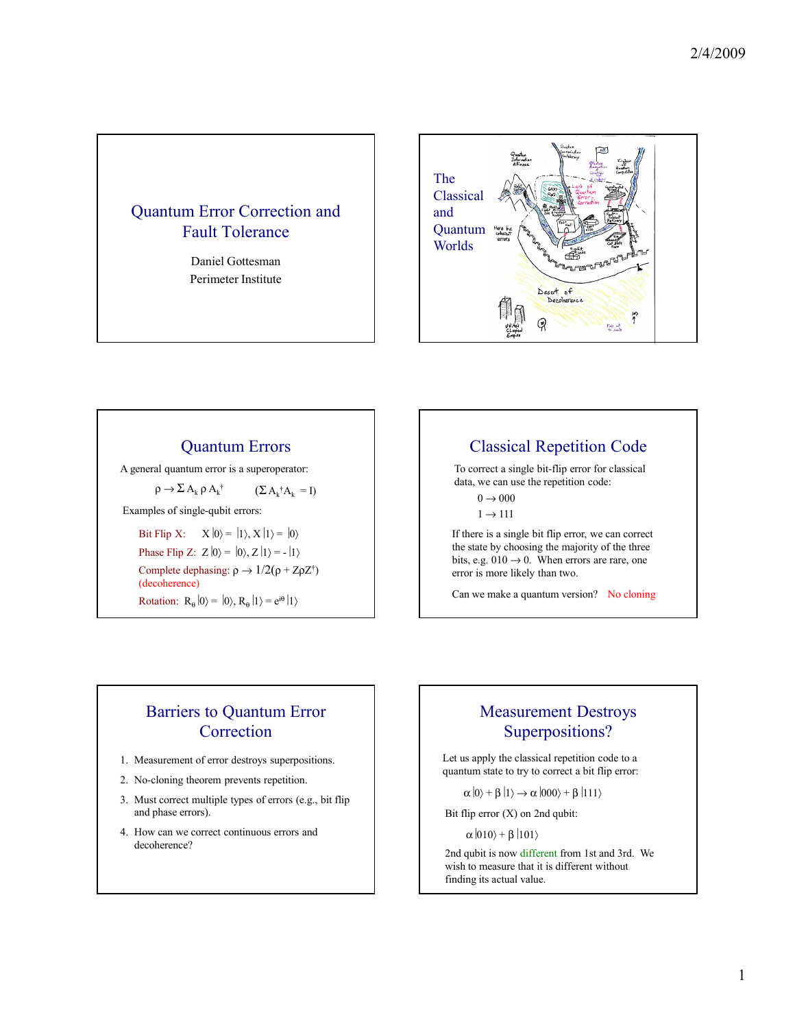# Quantum Error Correction and Fault Tolerance

Daniel Gottesman
Perimeter Institute

## The Classical and Quantum Worlds

## Quantum Errors

A general quantum error is a superoperator:

$$\rho \to \Sigma A_k \rho A_k^\dagger \qquad (\Sigma A_k^\dagger A_k = I)$$

Examples of single-qubit errors:

- Bit Flip X: $X|0\rangle = |1\rangle$, $X|1\rangle = |0\rangle$
- Phase Flip Z: $Z|0\rangle = |0\rangle$, $Z|1\rangle = -|1\rangle$
- Complete dephasing: $\rho \to 1/2(\rho + Z\rho Z^\dagger)$ (decoherence)
- Rotation: $R_\theta|0\rangle = |0\rangle$, $R_\theta|1\rangle = e^{i\theta}|1\rangle$

## Classical Repetition Code

To correct a single bit-flip error for classical data, we can use the repetition code:

$0 \to 000$

$1 \to 111$

If there is a single bit flip error, we can correct the state by choosing the majority of the three bits, e.g. $010 \to 0$. When errors are rare, one error is more likely than two.

Can we make a quantum version? No cloning

## Barriers to Quantum Error Correction

1. Measurement of error destroys superpositions.
2. No-cloning theorem prevents repetition.
3. Must correct multiple types of errors (e.g., bit flip and phase errors).
4. How can we correct continuous errors and decoherence?

## Measurement Destroys Superpositions?

Let us apply the classical repetition code to a quantum state to try to correct a bit flip error:

$$\alpha|0\rangle + \beta|1\rangle \to \alpha|000\rangle + \beta|111\rangle$$

Bit flip error (X) on 2nd qubit:

$$\alpha|010\rangle + \beta|101\rangle$$

2nd qubit is now different from 1st and 3rd. We wish to measure that it is different without finding its actual value.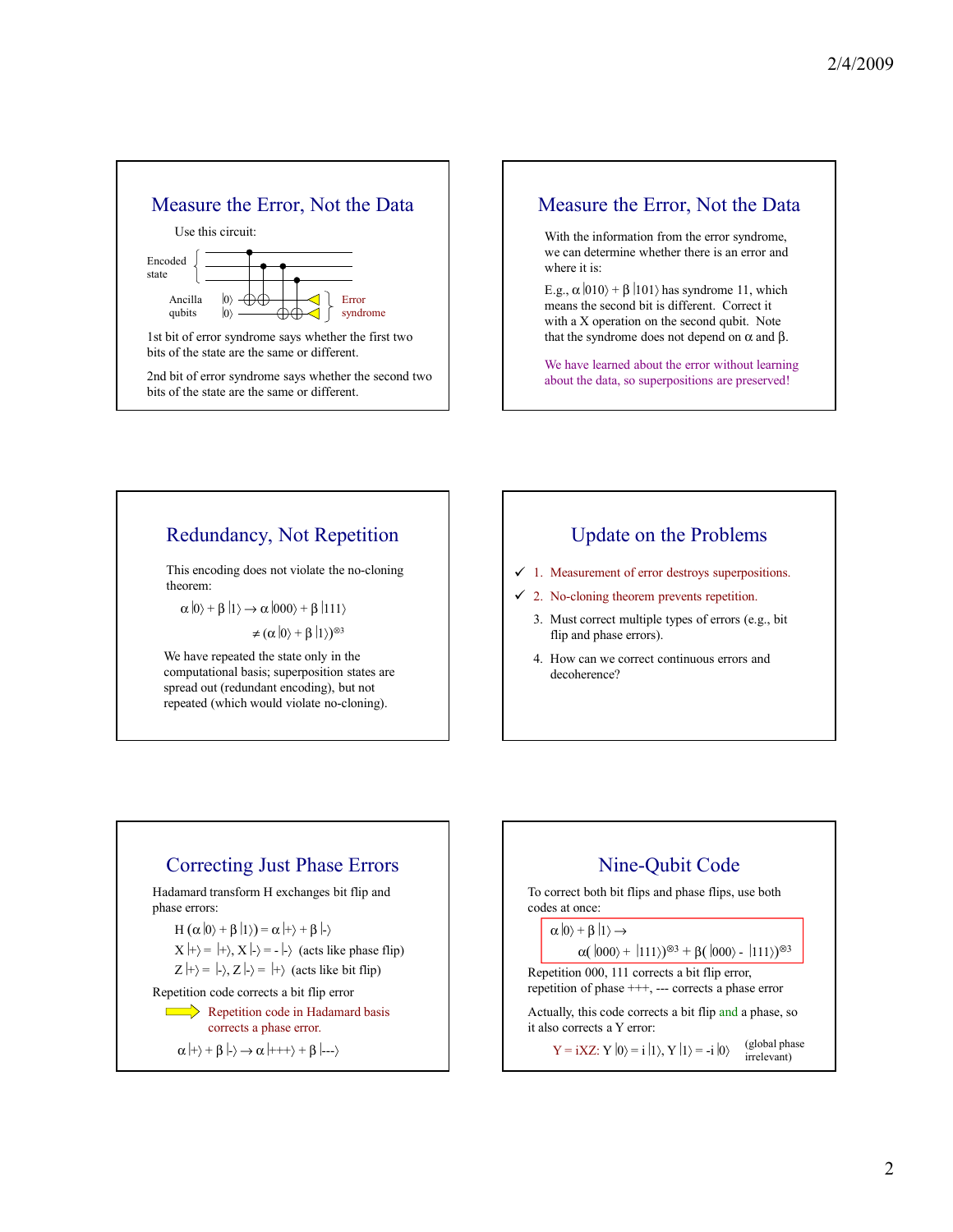## Measure the Error, Not the Data

Use this circuit:

Encoded state

Ancilla qubits $|0\rangle$ $|0\rangle$

Error syndrome

1st bit of error syndrome says whether the first two bits of the state are the same or different.

2nd bit of error syndrome says whether the second two bits of the state are the same or different.

## Measure the Error, Not the Data

With the information from the error syndrome, we can determine whether there is an error and where it is:

E.g., $\alpha|010\rangle + \beta|101\rangle$ has syndrome 11, which means the second bit is different. Correct it with a X operation on the second qubit. Note that the syndrome does not depend on $\alpha$ and $\beta$.

We have learned about the error without learning about the data, so superpositions are preserved!

## Redundancy, Not Repetition

This encoding does not violate the no-cloning theorem:

$$\alpha|0\rangle + \beta|1\rangle \to \alpha|000\rangle + \beta|111\rangle$$

$$\neq (\alpha|0\rangle + \beta|1\rangle)^{\otimes 3}$$

We have repeated the state only in the computational basis; superposition states are spread out (redundant encoding), but not repeated (which would violate no-cloning).

## Update on the Problems

✓ 1. Measurement of error destroys superpositions.

✓ 2. No-cloning theorem prevents repetition.

3. Must correct multiple types of errors (e.g., bit flip and phase errors).

4. How can we correct continuous errors and decoherence?

## Correcting Just Phase Errors

Hadamard transform H exchanges bit flip and phase errors:

$$H(\alpha|0\rangle + \beta|1\rangle) = \alpha|+\rangle + \beta|-\rangle$$

$X|+\rangle = |+\rangle$, $X|-\rangle = -|-\rangle$ (acts like phase flip)

$Z|+\rangle = |-\rangle$, $Z|-\rangle = |+\rangle$ (acts like bit flip)

Repetition code corrects a bit flip error

Repetition code in Hadamard basis corrects a phase error.

$$\alpha|+\rangle + \beta|-\rangle \to \alpha|{+}{+}{+}\rangle + \beta|{-}{-}{-}\rangle$$

## Nine-Qubit Code

To correct both bit flips and phase flips, use both codes at once:

$$\alpha|0\rangle + \beta|1\rangle \to$$
$$\alpha(|000\rangle + |111\rangle)^{\otimes 3} + \beta(|000\rangle - |111\rangle)^{\otimes 3}$$

Repetition 000, 111 corrects a bit flip error, repetition of phase +++, --- corrects a phase error

Actually, this code corrects a bit flip and a phase, so it also corrects a Y error:

$Y = iXZ$: $Y|0\rangle = i|1\rangle$, $Y|1\rangle = -i|0\rangle$ (global phase irrelevant)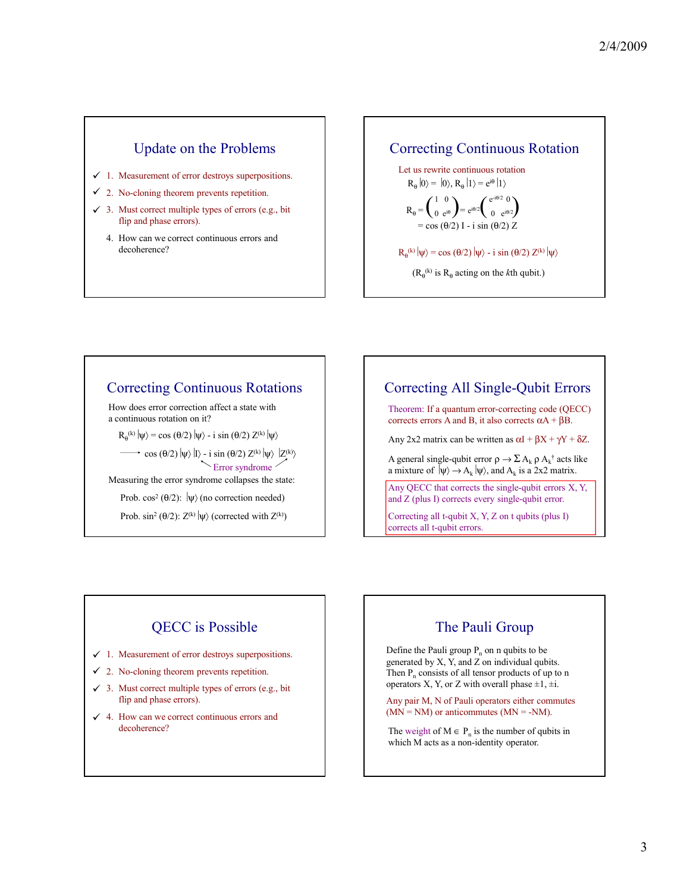## Update on the Problems

✓ 1. Measurement of error destroys superpositions.

✓ 2. No-cloning theorem prevents repetition.

✓ 3. Must correct multiple types of errors (e.g., bit flip and phase errors).

4. How can we correct continuous errors and decoherence?

## Correcting Continuous Rotation

Let us rewrite continuous rotation

$R_\theta |0\rangle = |0\rangle$, $R_\theta |1\rangle = e^{i\theta} |1\rangle$

$$R_\theta = \begin{pmatrix} 1 & 0 \\ 0 & e^{i\theta} \end{pmatrix} = e^{i\theta/2} \begin{pmatrix} e^{-i\theta/2} & 0 \\ 0 & e^{i\theta/2} \end{pmatrix}$$

$= \cos(\theta/2)\, I - i \sin(\theta/2)\, Z$

$R_\theta^{(k)} |\psi\rangle = \cos(\theta/2) |\psi\rangle - i \sin(\theta/2)\, Z^{(k)} |\psi\rangle$

($R_\theta^{(k)}$ is $R_\theta$ acting on the *k*th qubit.)

## Correcting Continuous Rotations

How does error correction affect a state with a continuous rotation on it?

$R_\theta^{(k)} |\psi\rangle = \cos(\theta/2) |\psi\rangle - i \sin(\theta/2)\, Z^{(k)} |\psi\rangle$

$\longrightarrow \cos(\theta/2) |\psi\rangle |I\rangle - i \sin(\theta/2)\, Z^{(k)} |\psi\rangle\, |Z^{(k)}\rangle$

Error syndrome

Measuring the error syndrome collapses the state:

Prob. $\cos^2(\theta/2)$: $|\psi\rangle$ (no correction needed)

Prob. $\sin^2(\theta/2)$: $Z^{(k)} |\psi\rangle$ (corrected with $Z^{(k)}$)

## Correcting All Single-Qubit Errors

Theorem: If a quantum error-correcting code (QECC) corrects errors A and B, it also corrects $\alpha A + \beta B$.

Any 2x2 matrix can be written as $\alpha I + \beta X + \gamma Y + \delta Z$.

A general single-qubit error $\rho \rightarrow \sum A_k \rho A_k^\dagger$ acts like a mixture of $|\psi\rangle \rightarrow A_k |\psi\rangle$, and $A_k$ is a 2x2 matrix.

Any QECC that corrects the single-qubit errors X, Y, and Z (plus I) corrects every single-qubit error.

Correcting all t-qubit X, Y, Z on t qubits (plus I) corrects all t-qubit errors.

## QECC is Possible

✓ 1. Measurement of error destroys superpositions.

✓ 2. No-cloning theorem prevents repetition.

✓ 3. Must correct multiple types of errors (e.g., bit flip and phase errors).

✓ 4. How can we correct continuous errors and decoherence?

## The Pauli Group

Define the Pauli group $P_n$ on n qubits to be generated by X, Y, and Z on individual qubits. Then $P_n$ consists of all tensor products of up to n operators X, Y, or Z with overall phase $\pm 1, \pm i$.

Any pair M, N of Pauli operators either commutes ($MN = NM$) or anticommutes ($MN = -NM$).

The weight of $M \in P_n$ is the number of qubits in which M acts as a non-identity operator.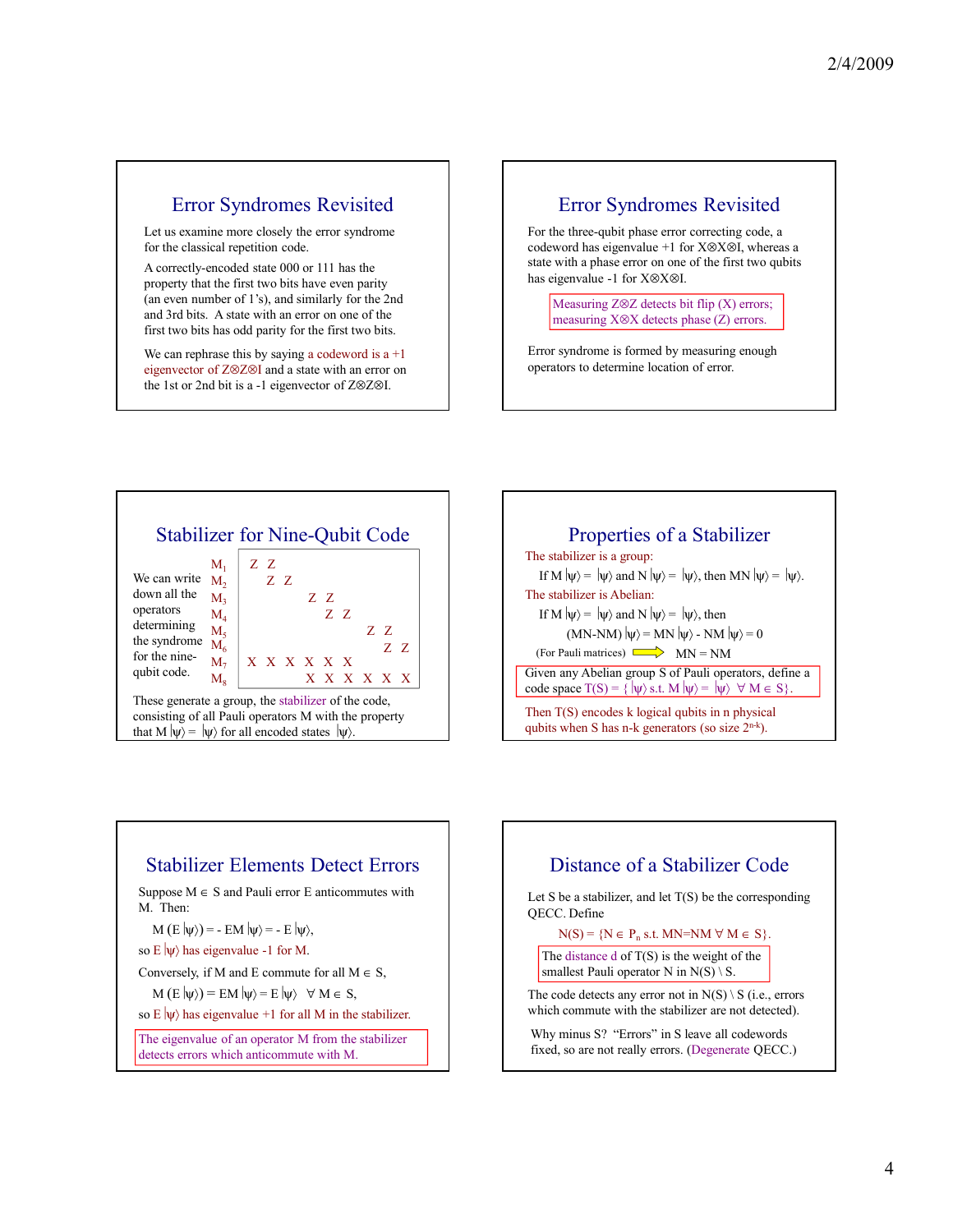## Error Syndromes Revisited

Let us examine more closely the error syndrome for the classical repetition code.

A correctly-encoded state 000 or 111 has the property that the first two bits have even parity (an even number of 1's), and similarly for the 2nd and 3rd bits. A state with an error on one of the first two bits has odd parity for the first two bits.

We can rephrase this by saying a codeword is a +1 eigenvector of $Z\otimes Z\otimes I$ and a state with an error on the 1st or 2nd bit is a -1 eigenvector of $Z\otimes Z\otimes I$.

## Error Syndromes Revisited

For the three-qubit phase error correcting code, a codeword has eigenvalue +1 for $X\otimes X\otimes I$, whereas a state with a phase error on one of the first two qubits has eigenvalue -1 for $X\otimes X\otimes I$.

Measuring $Z\otimes Z$ detects bit flip (X) errors; measuring $X\otimes X$ detects phase (Z) errors.

Error syndrome is formed by measuring enough operators to determine location of error.

## Stabilizer for Nine-Qubit Code

We can write down all the operators determining the syndrome for the nine-qubit code.

|  | 1 | 2 | 3 | 4 | 5 | 6 | 7 | 8 | 9 |
|---|---|---|---|---|---|---|---|---|---|
| $M_1$ | Z | Z |  |  |  |  |  |  |  |
| $M_2$ |  | Z | Z |  |  |  |  |  |  |
| $M_3$ |  |  |  | Z | Z |  |  |  |  |
| $M_4$ |  |  |  |  | Z | Z |  |  |  |
| $M_5$ |  |  |  |  |  |  | Z | Z |  |
| $M_6$ |  |  |  |  |  |  |  | Z | Z |
| $M_7$ | X | X | X | X | X | X |  |  |  |
| $M_8$ |  |  |  | X | X | X | X | X | X |

These generate a group, the stabilizer of the code, consisting of all Pauli operators M with the property that $M|\psi\rangle = |\psi\rangle$ for all encoded states $|\psi\rangle$.

## Properties of a Stabilizer

The stabilizer is a group:

If $M|\psi\rangle = |\psi\rangle$ and $N|\psi\rangle = |\psi\rangle$, then $MN|\psi\rangle = |\psi\rangle$.

The stabilizer is Abelian:

If $M|\psi\rangle = |\psi\rangle$ and $N|\psi\rangle = |\psi\rangle$, then

$$(MN-NM)|\psi\rangle = MN|\psi\rangle - NM|\psi\rangle = 0$$

(For Pauli matrices) ⟹ $MN = NM$

Given any Abelian group S of Pauli operators, define a code space $T(S) = \{ |\psi\rangle \text{ s.t. } M|\psi\rangle = |\psi\rangle \ \forall M \in S\}$.

Then T(S) encodes k logical qubits in n physical qubits when S has n-k generators (so size $2^{n-k}$).

## Stabilizer Elements Detect Errors

Suppose $M \in S$ and Pauli error E anticommutes with M. Then:

$$M(E|\psi\rangle) = -EM|\psi\rangle = -E|\psi\rangle,$$

so $E|\psi\rangle$ has eigenvalue -1 for M.

Conversely, if M and E commute for all $M \in S$,

$$M(E|\psi\rangle) = EM|\psi\rangle = E|\psi\rangle \quad \forall M \in S,$$

so $E|\psi\rangle$ has eigenvalue +1 for all M in the stabilizer.

The eigenvalue of an operator M from the stabilizer detects errors which anticommute with M.

## Distance of a Stabilizer Code

Let S be a stabilizer, and let T(S) be the corresponding QECC. Define

$$N(S) = \{N \in P_n \text{ s.t. } MN=NM \ \forall M \in S\}.$$

The distance d of T(S) is the weight of the smallest Pauli operator N in $N(S) \setminus S$.

The code detects any error not in $N(S) \setminus S$ (i.e., errors which commute with the stabilizer are not detected).

Why minus S? "Errors" in S leave all codewords fixed, so are not really errors. (Degenerate QECC.)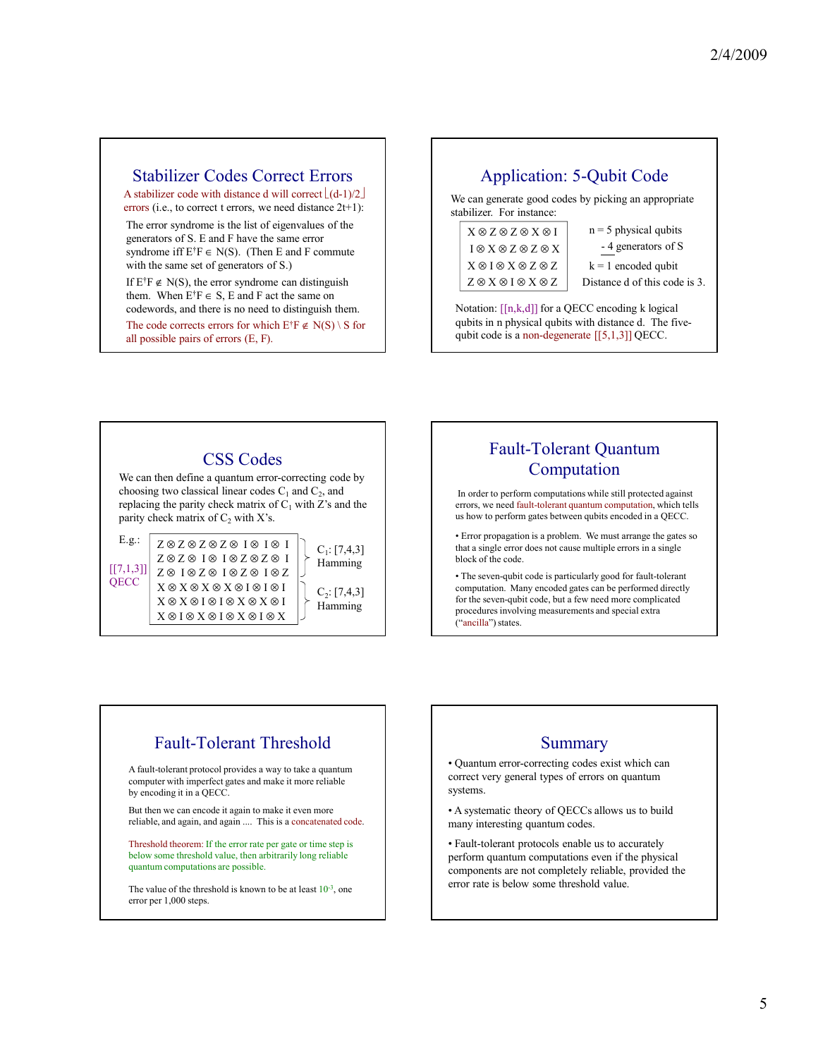## Stabilizer Codes Correct Errors

A stabilizer code with distance d will correct $\lfloor (d-1)/2 \rfloor$ errors (i.e., to correct t errors, we need distance 2t+1):

The error syndrome is the list of eigenvalues of the generators of S. E and F have the same error syndrome iff $E^\dagger F \in N(S)$. (Then E and F commute with the same set of generators of S.)

If $E^\dagger F \notin N(S)$, the error syndrome can distinguish them. When $E^\dagger F \in S$, E and F act the same on codewords, and there is no need to distinguish them.

The code corrects errors for which $E^\dagger F \notin N(S) \setminus S$ for all possible pairs of errors (E, F).

## Application: 5-Qubit Code

We can generate good codes by picking an appropriate stabilizer. For instance:

| Stabilizer | |
|---|---|
| $X \otimes Z \otimes Z \otimes X \otimes I$ | n = 5 physical qubits |
| $I \otimes X \otimes Z \otimes Z \otimes X$ | - 4 generators of S |
| $X \otimes I \otimes X \otimes Z \otimes Z$ | k = 1 encoded qubit |
| $Z \otimes X \otimes I \otimes X \otimes Z$ | Distance d of this code is 3. |

Notation: [[n,k,d]] for a QECC encoding k logical qubits in n physical qubits with distance d. The five-qubit code is a non-degenerate [[5,1,3]] QECC.

## CSS Codes

We can then define a quantum error-correcting code by choosing two classical linear codes $C_1$ and $C_2$, and replacing the parity check matrix of $C_1$ with Z's and the parity check matrix of $C_2$ with X's.

E.g.: [[7,1,3]] QECC

| Generators | |
|---|---|
| $Z \otimes Z \otimes Z \otimes Z \otimes I \otimes I \otimes I$ | $C_1$: [7,4,3] Hamming |
| $Z \otimes Z \otimes I \otimes I \otimes Z \otimes Z \otimes I$ | |
| $Z \otimes I \otimes Z \otimes I \otimes Z \otimes I \otimes Z$ | |
| $X \otimes X \otimes X \otimes X \otimes I \otimes I \otimes I$ | $C_2$: [7,4,3] Hamming |
| $X \otimes X \otimes I \otimes I \otimes X \otimes X \otimes I$ | |
| $X \otimes I \otimes X \otimes I \otimes X \otimes I \otimes X$ | |

## Fault-Tolerant Quantum Computation

In order to perform computations while still protected against errors, we need fault-tolerant quantum computation, which tells us how to perform gates between qubits encoded in a QECC.

- Error propagation is a problem. We must arrange the gates so that a single error does not cause multiple errors in a single block of the code.
- The seven-qubit code is particularly good for fault-tolerant computation. Many encoded gates can be performed directly for the seven-qubit code, but a few need more complicated procedures involving measurements and special extra ("ancilla") states.

## Fault-Tolerant Threshold

A fault-tolerant protocol provides a way to take a quantum computer with imperfect gates and make it more reliable by encoding it in a QECC.

But then we can encode it again to make it even more reliable, and again, and again .... This is a concatenated code.

Threshold theorem: If the error rate per gate or time step is below some threshold value, then arbitrarily long reliable quantum computations are possible.

The value of the threshold is known to be at least $10^{-3}$, one error per 1,000 steps.

## Summary

- Quantum error-correcting codes exist which can correct very general types of errors on quantum systems.
- A systematic theory of QECCs allows us to build many interesting quantum codes.
- Fault-tolerant protocols enable us to accurately perform quantum computations even if the physical components are not completely reliable, provided the error rate is below some threshold value.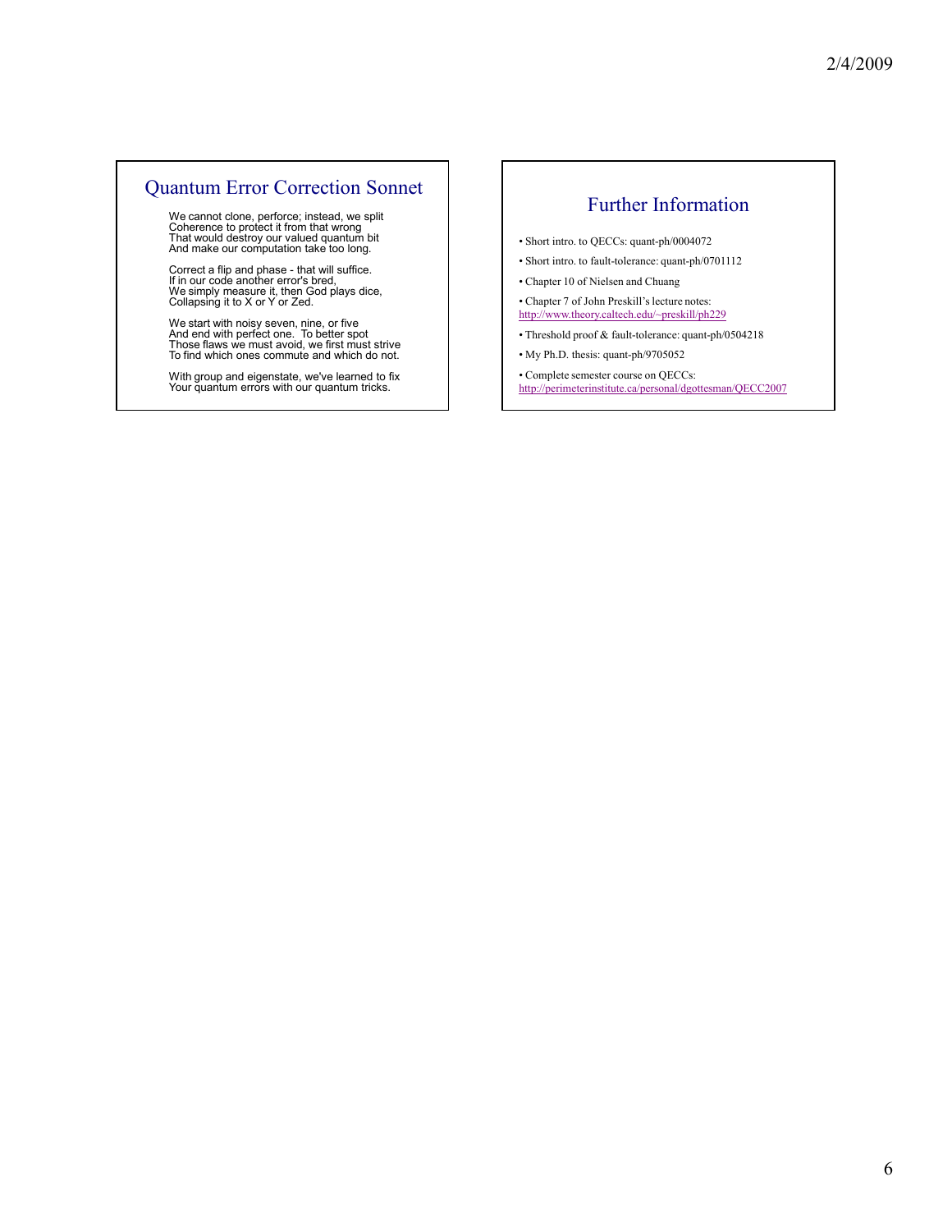## Quantum Error Correction Sonnet

We cannot clone, perforce; instead, we split
Coherence to protect it from that wrong
That would destroy our valued quantum bit
And make our computation take too long.

Correct a flip and phase - that will suffice.
If in our code another error's bred,
We simply measure it, then God plays dice,
Collapsing it to X or Y or Zed.

We start with noisy seven, nine, or five
And end with perfect one. To better spot
Those flaws we must avoid, we first must strive
To find which ones commute and which do not.

With group and eigenstate, we've learned to fix
Your quantum errors with our quantum tricks.

## Further Information

- Short intro. to QECCs: quant-ph/0004072
- Short intro. to fault-tolerance: quant-ph/0701112
- Chapter 10 of Nielsen and Chuang
- Chapter 7 of John Preskill's lecture notes: http://www.theory.caltech.edu/~preskill/ph229
- Threshold proof & fault-tolerance: quant-ph/0504218
- My Ph.D. thesis: quant-ph/9705052
- Complete semester course on QECCs: http://perimeterinstitute.ca/personal/dgottesman/QECC2007